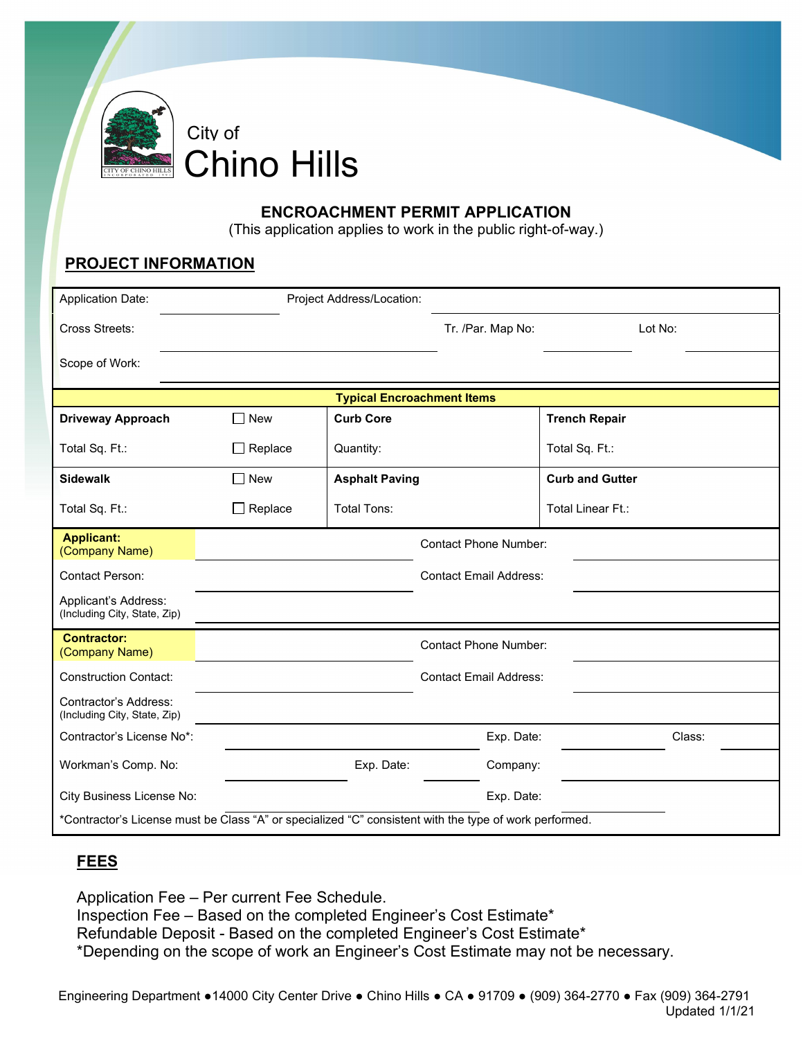City of
# Chino Hills

## ENCROACHMENT PERMIT APPLICATION

(This application applies to work in the public right-of-way.)

## PROJECT INFORMATION

| | | | |
|---|---|---|---|
| Application Date: | | Project Address/Location: | |
| Cross Streets: | | Tr. /Par. Map No: | Lot No: |
| Scope of Work: | | | |

| Typical Encroachment Items | | | |
|---|---|---|---|
| **Driveway Approach** | ☐ New | **Curb Core** | **Trench Repair** |
| Total Sq. Ft.: | ☐ Replace | Quantity: | Total Sq. Ft.: |
| **Sidewalk** | ☐ New | **Asphalt Paving** | **Curb and Gutter** |
| Total Sq. Ft.: | ☐ Replace | Total Tons: | Total Linear Ft.: |

| | | | |
|---|---|---|---|
| **Applicant:** (Company Name) | | Contact Phone Number: | |
| Contact Person: | | Contact Email Address: | |
| Applicant's Address: (Including City, State, Zip) | | | |

| | | | | | |
|---|---|---|---|---|---|
| **Contractor:** (Company Name) | | | Contact Phone Number: | | |
| Construction Contact: | | | Contact Email Address: | | |
| Contractor's Address: (Including City, State, Zip) | | | | | |
| Contractor's License No*: | | | Exp. Date: | | Class: |
| Workman's Comp. No: | | Exp. Date: | Company: | | |
| City Business License No: | | | Exp. Date: | | |

*Contractor's License must be Class "A" or specialized "C" consistent with the type of work performed.

## FEES

Application Fee – Per current Fee Schedule.
Inspection Fee – Based on the completed Engineer's Cost Estimate*
Refundable Deposit - Based on the completed Engineer's Cost Estimate*
*Depending on the scope of work an Engineer's Cost Estimate may not be necessary.

Engineering Department ● 14000 City Center Drive ● Chino Hills ● CA ● 91709 ● (909) 364-2770 ● Fax (909) 364-2791
Updated 1/1/21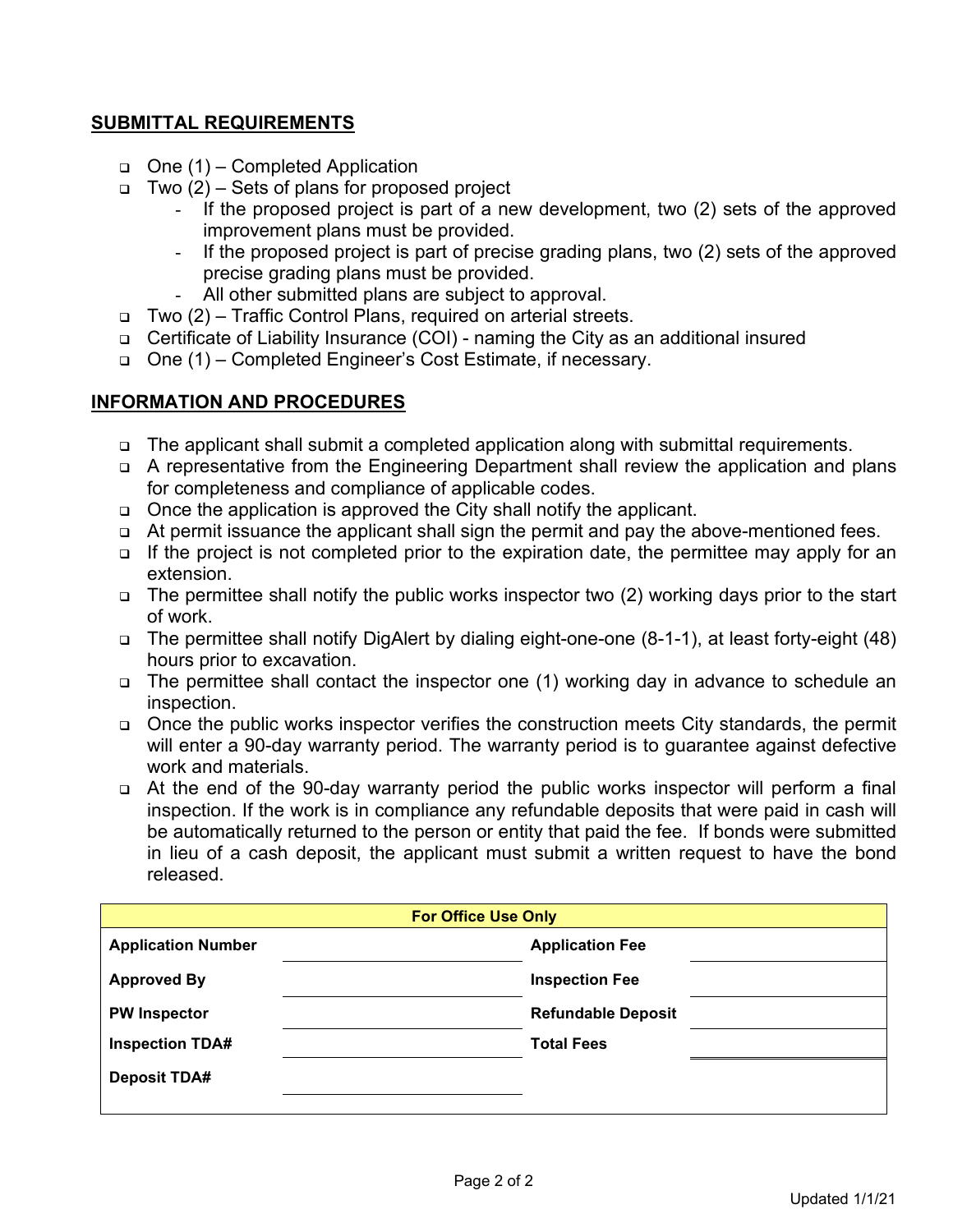## SUBMITTAL REQUIREMENTS

- One (1) – Completed Application
- Two (2) – Sets of plans for proposed project
  - If the proposed project is part of a new development, two (2) sets of the approved improvement plans must be provided.
  - If the proposed project is part of precise grading plans, two (2) sets of the approved precise grading plans must be provided.
  - All other submitted plans are subject to approval.
- Two (2) – Traffic Control Plans, required on arterial streets.
- Certificate of Liability Insurance (COI) - naming the City as an additional insured
- One (1) – Completed Engineer's Cost Estimate, if necessary.

## INFORMATION AND PROCEDURES

- The applicant shall submit a completed application along with submittal requirements.
- A representative from the Engineering Department shall review the application and plans for completeness and compliance of applicable codes.
- Once the application is approved the City shall notify the applicant.
- At permit issuance the applicant shall sign the permit and pay the above-mentioned fees.
- If the project is not completed prior to the expiration date, the permittee may apply for an extension.
- The permittee shall notify the public works inspector two (2) working days prior to the start of work.
- The permittee shall notify DigAlert by dialing eight-one-one (8-1-1), at least forty-eight (48) hours prior to excavation.
- The permittee shall contact the inspector one (1) working day in advance to schedule an inspection.
- Once the public works inspector verifies the construction meets City standards, the permit will enter a 90-day warranty period. The warranty period is to guarantee against defective work and materials.
- At the end of the 90-day warranty period the public works inspector will perform a final inspection. If the work is in compliance any refundable deposits that were paid in cash will be automatically returned to the person or entity that paid the fee. If bonds were submitted in lieu of a cash deposit, the applicant must submit a written request to have the bond released.

| For Office Use Only | | | |
|---|---|---|---|
| **Application Number** | | **Application Fee** | |
| **Approved By** | | **Inspection Fee** | |
| **PW Inspector** | | **Refundable Deposit** | |
| **Inspection TDA#** | | **Total Fees** | |
| **Deposit TDA#** | | | |

Updated 1/1/21